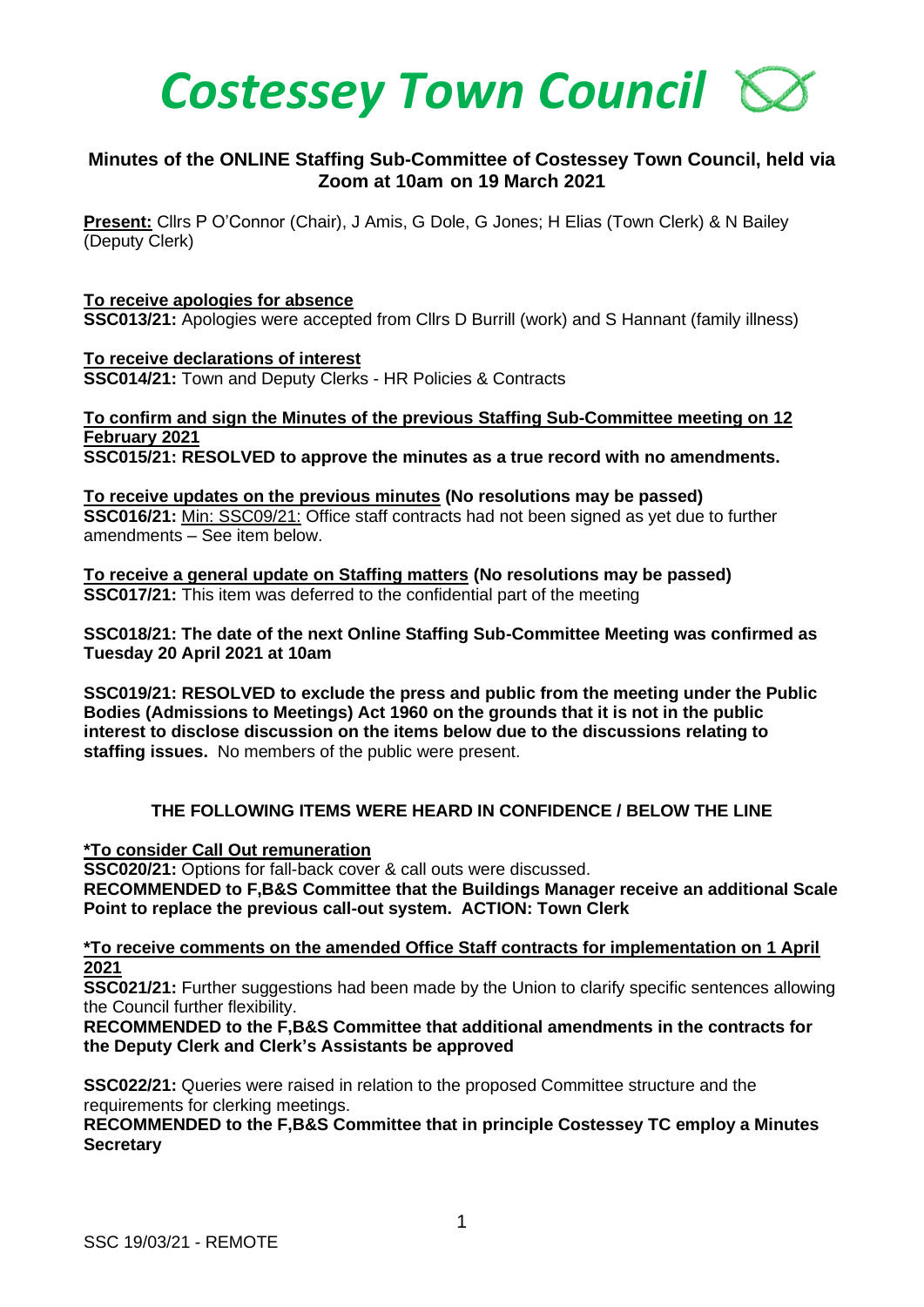# *Costessey Town Council*

## Minutes of the ONLINE Staffing Sub-Committee of Costessey Town Council, held via Zoom at 10am on 19 March 2021

**Present:** Cllrs P O'Connor (Chair), J Amis, G Dole, G Jones; H Elias (Town Clerk) & N Bailey (Deputy Clerk)

**To receive apologies for absence**
**SSC013/21:** Apologies were accepted from Cllrs D Burrill (work) and S Hannant (family illness)

**To receive declarations of interest**
**SSC014/21:** Town and Deputy Clerks - HR Policies & Contracts

**To confirm and sign the Minutes of the previous Staffing Sub-Committee meeting on 12 February 2021**
**SSC015/21: RESOLVED to approve the minutes as a true record with no amendments.**

**To receive updates on the previous minutes (No resolutions may be passed)**
**SSC016/21:** Min: SSC09/21: Office staff contracts had not been signed as yet due to further amendments – See item below.

**To receive a general update on Staffing matters (No resolutions may be passed)**
**SSC017/21:** This item was deferred to the confidential part of the meeting

**SSC018/21: The date of the next Online Staffing Sub-Committee Meeting was confirmed as Tuesday 20 April 2021 at 10am**

**SSC019/21: RESOLVED to exclude the press and public from the meeting under the Public Bodies (Admissions to Meetings) Act 1960 on the grounds that it is not in the public interest to disclose discussion on the items below due to the discussions relating to staffing issues.** No members of the public were present.

**THE FOLLOWING ITEMS WERE HEARD IN CONFIDENCE / BELOW THE LINE**

**\*To consider Call Out remuneration**
**SSC020/21:** Options for fall-back cover & call outs were discussed.
**RECOMMENDED to F,B&S Committee that the Buildings Manager receive an additional Scale Point to replace the previous call-out system. ACTION: Town Clerk**

**\*To receive comments on the amended Office Staff contracts for implementation on 1 April 2021**
**SSC021/21:** Further suggestions had been made by the Union to clarify specific sentences allowing the Council further flexibility.
**RECOMMENDED to the F,B&S Committee that additional amendments in the contracts for the Deputy Clerk and Clerk's Assistants be approved**

**SSC022/21:** Queries were raised in relation to the proposed Committee structure and the requirements for clerking meetings.
**RECOMMENDED to the F,B&S Committee that in principle Costessey TC employ a Minutes Secretary**

SSC 19/03/21 - REMOTE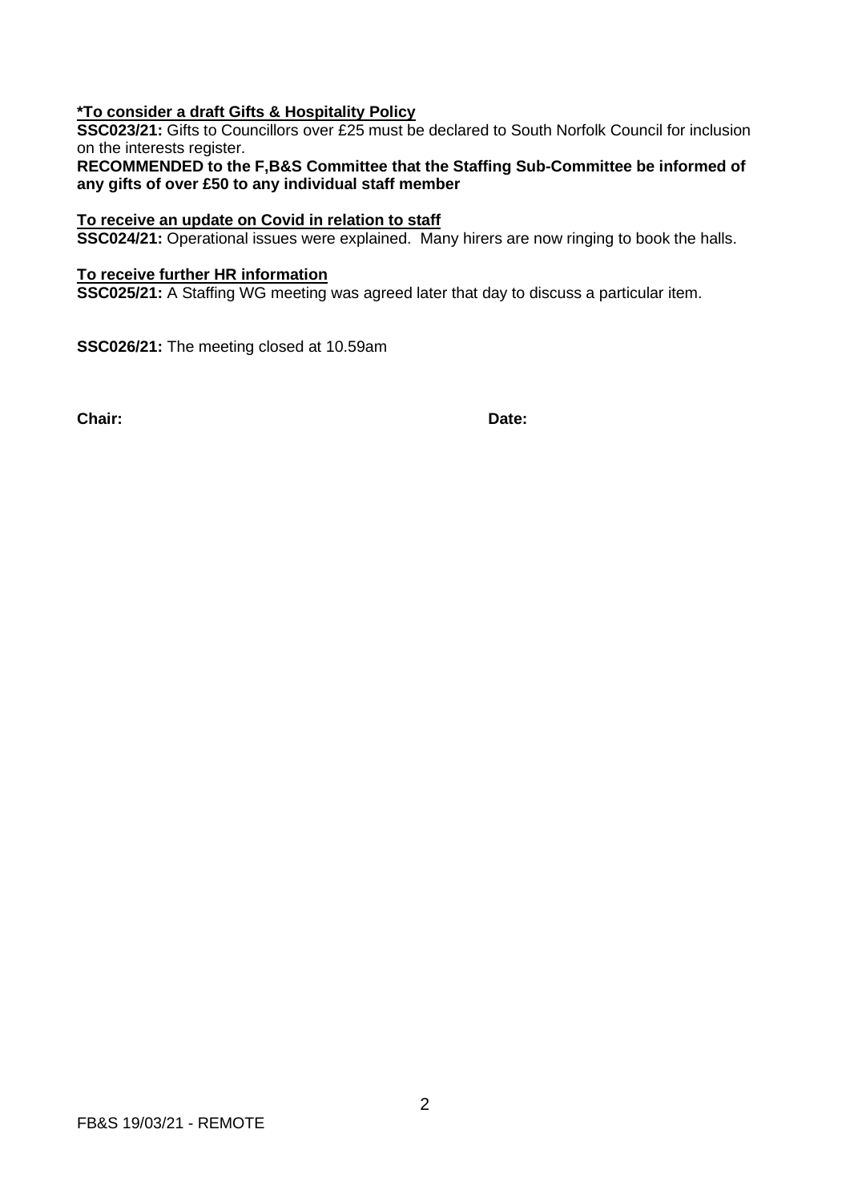**\*To consider a draft Gifts & Hospitality Policy**

**SSC023/21:** Gifts to Councillors over £25 must be declared to South Norfolk Council for inclusion on the interests register.

**RECOMMENDED to the F,B&S Committee that the Staffing Sub-Committee be informed of any gifts of over £50 to any individual staff member**

**To receive an update on Covid in relation to staff**

**SSC024/21:** Operational issues were explained. Many hirers are now ringing to book the halls.

**To receive further HR information**

**SSC025/21:** A Staffing WG meeting was agreed later that day to discuss a particular item.

**SSC026/21:** The meeting closed at 10.59am

**Chair:** **Date:**